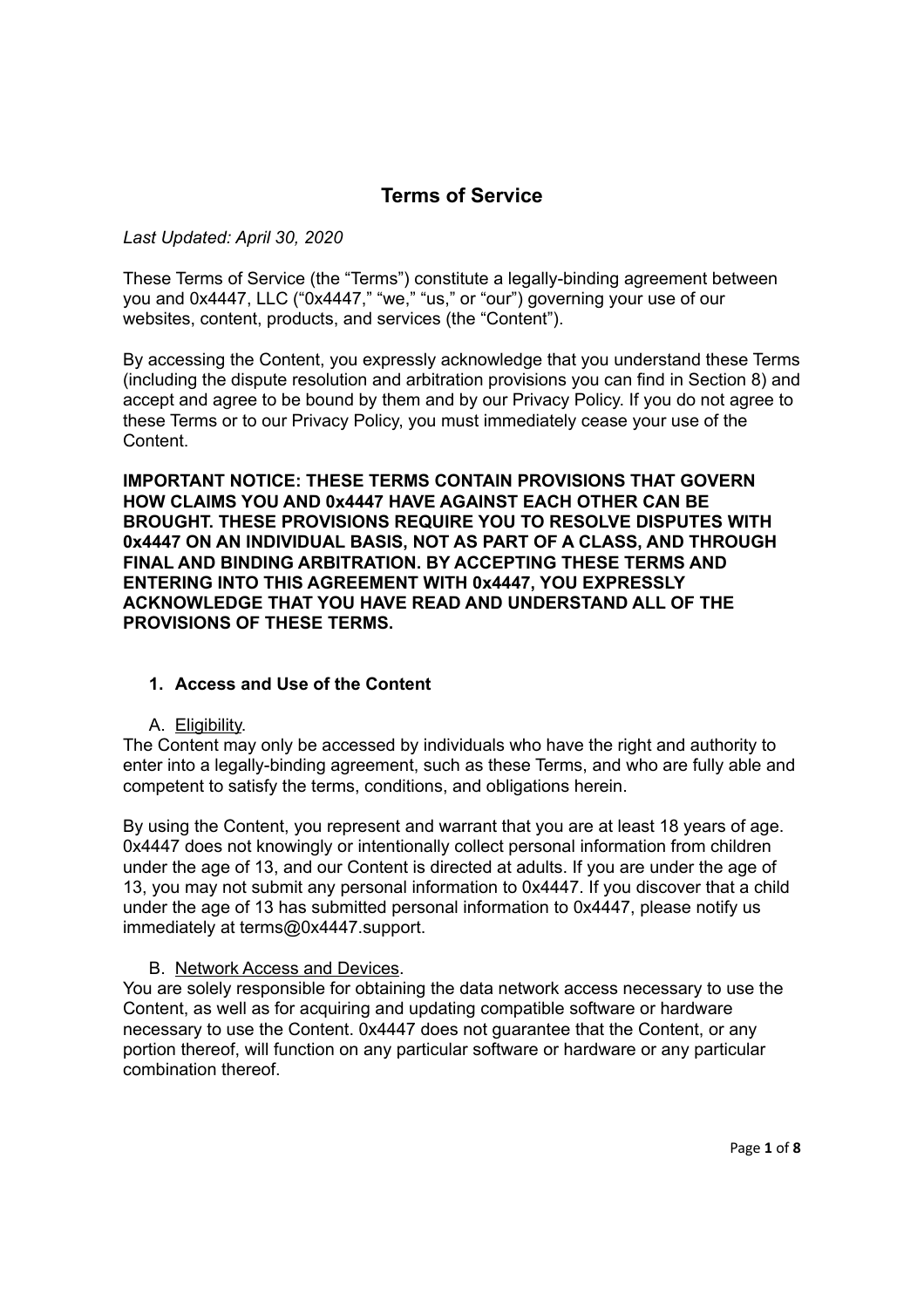# Terms of Service

*Last Updated: April 30, 2020*

These Terms of Service (the “Terms”) constitute a legally-binding agreement between you and 0x4447, LLC (“0x4447,” “we,” “us,” or “our”) governing your use of our websites, content, products, and services (the “Content”).

By accessing the Content, you expressly acknowledge that you understand these Terms (including the dispute resolution and arbitration provisions you can find in Section 8) and accept and agree to be bound by them and by our Privacy Policy. If you do not agree to these Terms or to our Privacy Policy, you must immediately cease your use of the Content.

**IMPORTANT NOTICE: THESE TERMS CONTAIN PROVISIONS THAT GOVERN HOW CLAIMS YOU AND 0x4447 HAVE AGAINST EACH OTHER CAN BE BROUGHT. THESE PROVISIONS REQUIRE YOU TO RESOLVE DISPUTES WITH 0x4447 ON AN INDIVIDUAL BASIS, NOT AS PART OF A CLASS, AND THROUGH FINAL AND BINDING ARBITRATION. BY ACCEPTING THESE TERMS AND ENTERING INTO THIS AGREEMENT WITH 0x4447, YOU EXPRESSLY ACKNOWLEDGE THAT YOU HAVE READ AND UNDERSTAND ALL OF THE PROVISIONS OF THESE TERMS.**

## 1. Access and Use of the Content

### A. Eligibility.

The Content may only be accessed by individuals who have the right and authority to enter into a legally-binding agreement, such as these Terms, and who are fully able and competent to satisfy the terms, conditions, and obligations herein.

By using the Content, you represent and warrant that you are at least 18 years of age. 0x4447 does not knowingly or intentionally collect personal information from children under the age of 13, and our Content is directed at adults. If you are under the age of 13, you may not submit any personal information to 0x4447. If you discover that a child under the age of 13 has submitted personal information to 0x4447, please notify us immediately at terms@0x4447.support.

### B. Network Access and Devices.

You are solely responsible for obtaining the data network access necessary to use the Content, as well as for acquiring and updating compatible software or hardware necessary to use the Content. 0x4447 does not guarantee that the Content, or any portion thereof, will function on any particular software or hardware or any particular combination thereof.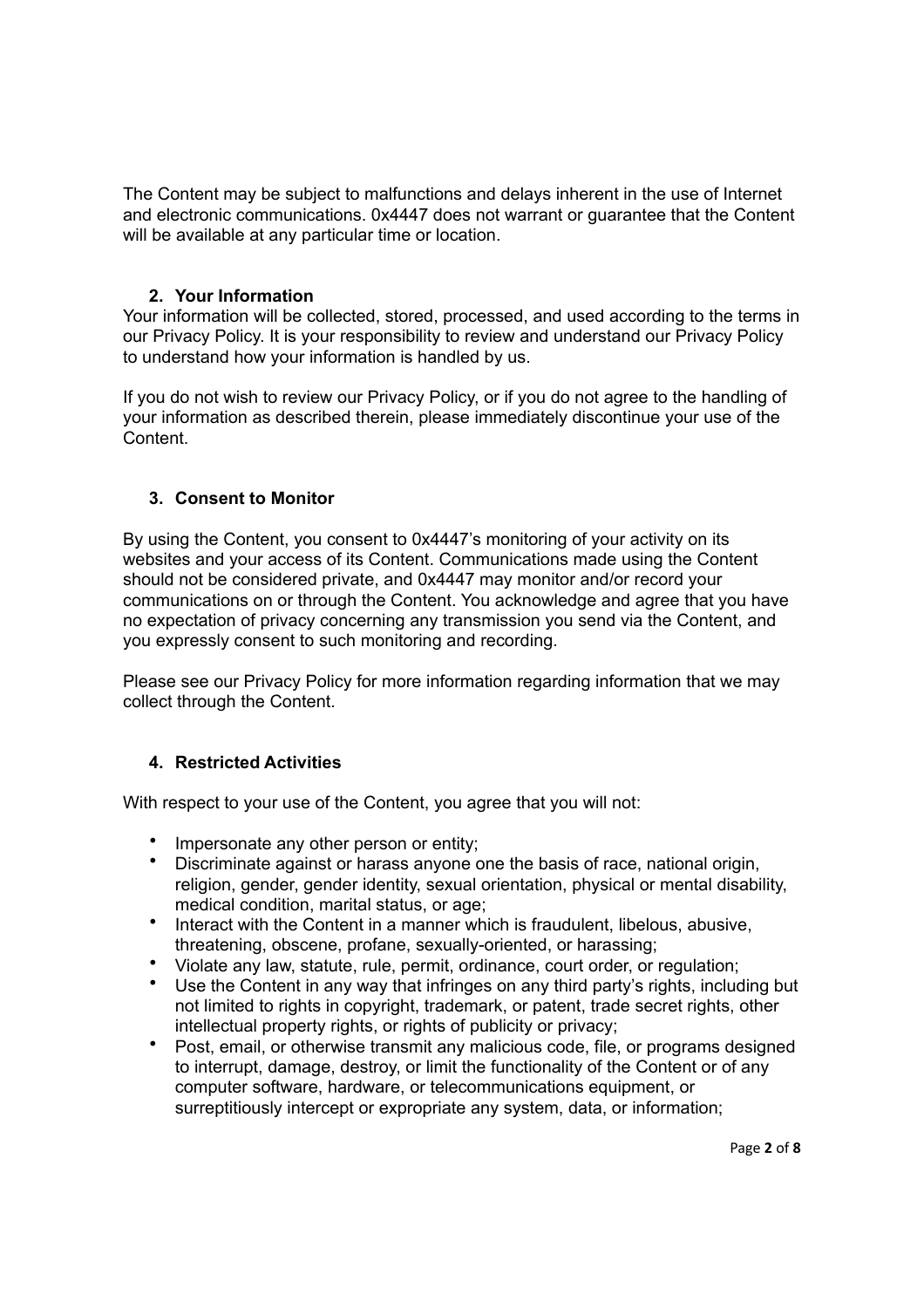The Content may be subject to malfunctions and delays inherent in the use of Internet and electronic communications. 0x4447 does not warrant or guarantee that the Content will be available at any particular time or location.

## 2. Your Information

Your information will be collected, stored, processed, and used according to the terms in our Privacy Policy. It is your responsibility to review and understand our Privacy Policy to understand how your information is handled by us.

If you do not wish to review our Privacy Policy, or if you do not agree to the handling of your information as described therein, please immediately discontinue your use of the Content.

## 3. Consent to Monitor

By using the Content, you consent to 0x4447's monitoring of your activity on its websites and your access of its Content. Communications made using the Content should not be considered private, and 0x4447 may monitor and/or record your communications on or through the Content. You acknowledge and agree that you have no expectation of privacy concerning any transmission you send via the Content, and you expressly consent to such monitoring and recording.

Please see our Privacy Policy for more information regarding information that we may collect through the Content.

## 4. Restricted Activities

With respect to your use of the Content, you agree that you will not:

- Impersonate any other person or entity;
- Discriminate against or harass anyone one the basis of race, national origin, religion, gender, gender identity, sexual orientation, physical or mental disability, medical condition, marital status, or age;
- Interact with the Content in a manner which is fraudulent, libelous, abusive, threatening, obscene, profane, sexually-oriented, or harassing;
- Violate any law, statute, rule, permit, ordinance, court order, or regulation;
- Use the Content in any way that infringes on any third party's rights, including but not limited to rights in copyright, trademark, or patent, trade secret rights, other intellectual property rights, or rights of publicity or privacy;
- Post, email, or otherwise transmit any malicious code, file, or programs designed to interrupt, damage, destroy, or limit the functionality of the Content or of any computer software, hardware, or telecommunications equipment, or surreptitiously intercept or expropriate any system, data, or information;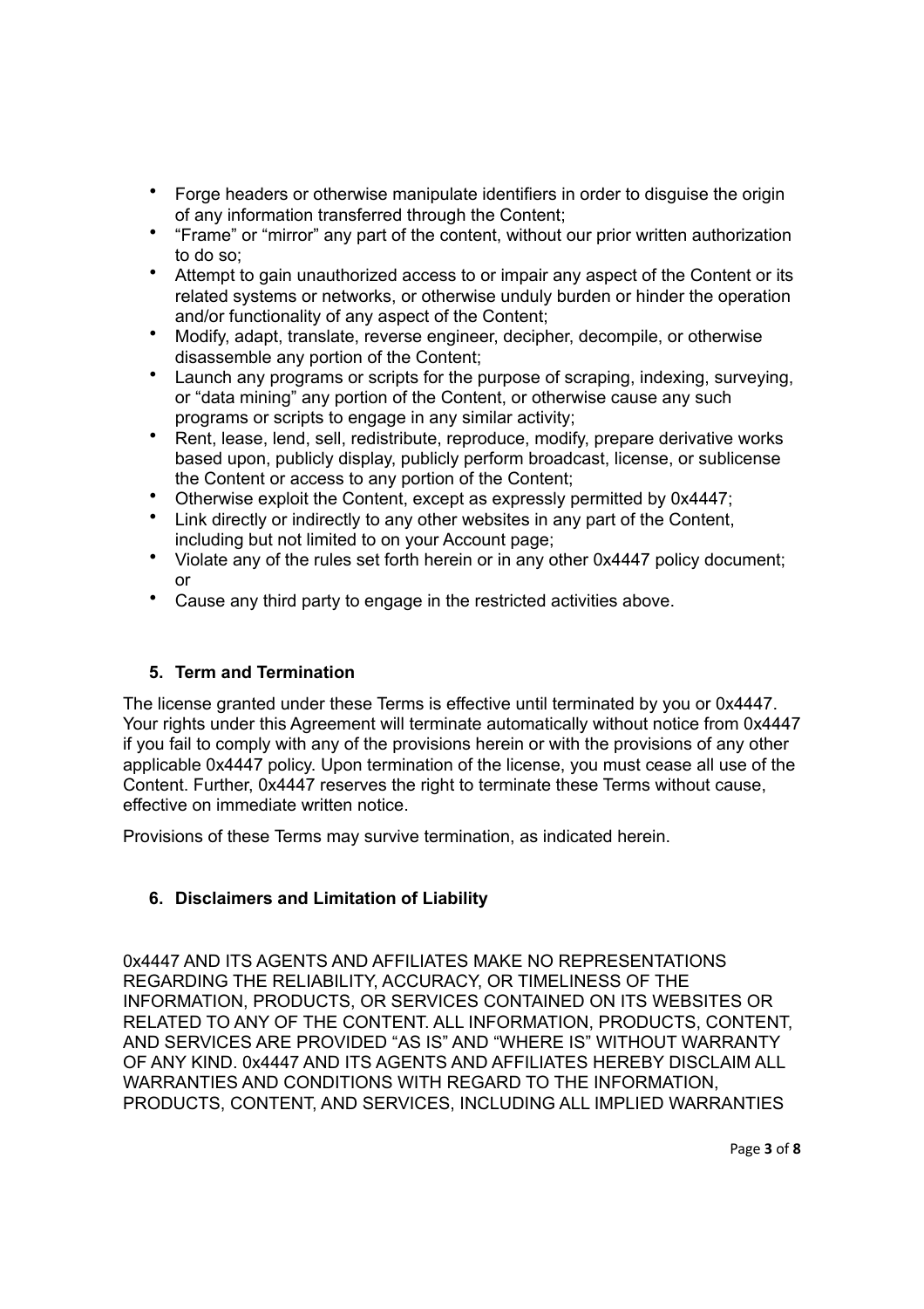- Forge headers or otherwise manipulate identifiers in order to disguise the origin of any information transferred through the Content;
- “Frame” or “mirror” any part of the content, without our prior written authorization to do so;
- Attempt to gain unauthorized access to or impair any aspect of the Content or its related systems or networks, or otherwise unduly burden or hinder the operation and/or functionality of any aspect of the Content;
- Modify, adapt, translate, reverse engineer, decipher, decompile, or otherwise disassemble any portion of the Content;
- Launch any programs or scripts for the purpose of scraping, indexing, surveying, or “data mining” any portion of the Content, or otherwise cause any such programs or scripts to engage in any similar activity;
- Rent, lease, lend, sell, redistribute, reproduce, modify, prepare derivative works based upon, publicly display, publicly perform broadcast, license, or sublicense the Content or access to any portion of the Content;
- Otherwise exploit the Content, except as expressly permitted by 0x4447;
- Link directly or indirectly to any other websites in any part of the Content, including but not limited to on your Account page;
- Violate any of the rules set forth herein or in any other 0x4447 policy document; or
- Cause any third party to engage in the restricted activities above.

## 5. Term and Termination

The license granted under these Terms is effective until terminated by you or 0x4447. Your rights under this Agreement will terminate automatically without notice from 0x4447 if you fail to comply with any of the provisions herein or with the provisions of any other applicable 0x4447 policy. Upon termination of the license, you must cease all use of the Content. Further, 0x4447 reserves the right to terminate these Terms without cause, effective on immediate written notice.

Provisions of these Terms may survive termination, as indicated herein.

## 6. Disclaimers and Limitation of Liability

0x4447 AND ITS AGENTS AND AFFILIATES MAKE NO REPRESENTATIONS REGARDING THE RELIABILITY, ACCURACY, OR TIMELINESS OF THE INFORMATION, PRODUCTS, OR SERVICES CONTAINED ON ITS WEBSITES OR RELATED TO ANY OF THE CONTENT. ALL INFORMATION, PRODUCTS, CONTENT, AND SERVICES ARE PROVIDED “AS IS” AND “WHERE IS” WITHOUT WARRANTY OF ANY KIND. 0x4447 AND ITS AGENTS AND AFFILIATES HEREBY DISCLAIM ALL WARRANTIES AND CONDITIONS WITH REGARD TO THE INFORMATION, PRODUCTS, CONTENT, AND SERVICES, INCLUDING ALL IMPLIED WARRANTIES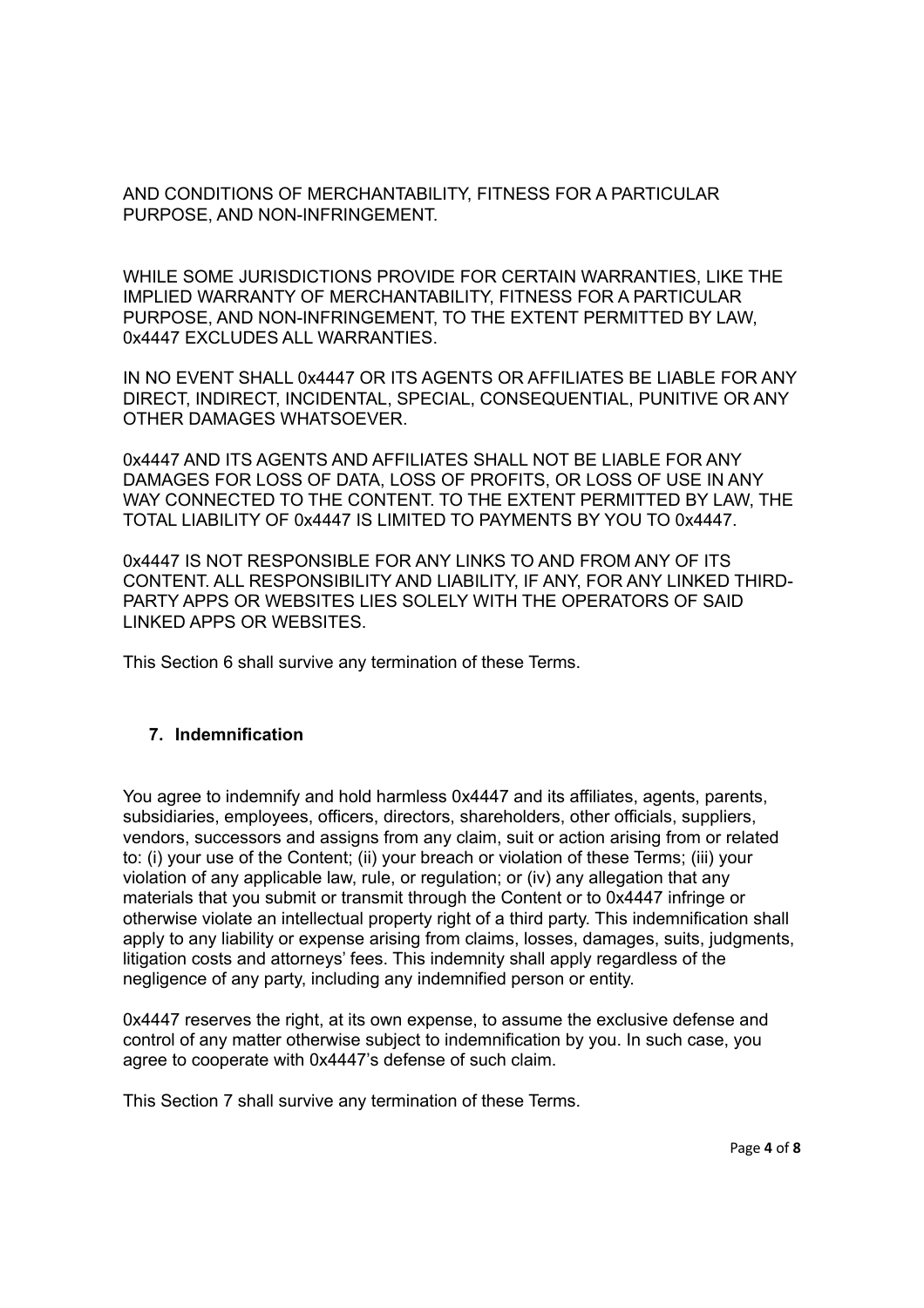AND CONDITIONS OF MERCHANTABILITY, FITNESS FOR A PARTICULAR PURPOSE, AND NON-INFRINGEMENT.

WHILE SOME JURISDICTIONS PROVIDE FOR CERTAIN WARRANTIES, LIKE THE IMPLIED WARRANTY OF MERCHANTABILITY, FITNESS FOR A PARTICULAR PURPOSE, AND NON-INFRINGEMENT, TO THE EXTENT PERMITTED BY LAW, 0x4447 EXCLUDES ALL WARRANTIES.

IN NO EVENT SHALL 0x4447 OR ITS AGENTS OR AFFILIATES BE LIABLE FOR ANY DIRECT, INDIRECT, INCIDENTAL, SPECIAL, CONSEQUENTIAL, PUNITIVE OR ANY OTHER DAMAGES WHATSOEVER.

0x4447 AND ITS AGENTS AND AFFILIATES SHALL NOT BE LIABLE FOR ANY DAMAGES FOR LOSS OF DATA, LOSS OF PROFITS, OR LOSS OF USE IN ANY WAY CONNECTED TO THE CONTENT. TO THE EXTENT PERMITTED BY LAW, THE TOTAL LIABILITY OF 0x4447 IS LIMITED TO PAYMENTS BY YOU TO 0x4447.

0x4447 IS NOT RESPONSIBLE FOR ANY LINKS TO AND FROM ANY OF ITS CONTENT. ALL RESPONSIBILITY AND LIABILITY, IF ANY, FOR ANY LINKED THIRD-PARTY APPS OR WEBSITES LIES SOLELY WITH THE OPERATORS OF SAID LINKED APPS OR WEBSITES.

This Section 6 shall survive any termination of these Terms.

## 7. Indemnification

You agree to indemnify and hold harmless 0x4447 and its affiliates, agents, parents, subsidiaries, employees, officers, directors, shareholders, other officials, suppliers, vendors, successors and assigns from any claim, suit or action arising from or related to: (i) your use of the Content; (ii) your breach or violation of these Terms; (iii) your violation of any applicable law, rule, or regulation; or (iv) any allegation that any materials that you submit or transmit through the Content or to 0x4447 infringe or otherwise violate an intellectual property right of a third party. This indemnification shall apply to any liability or expense arising from claims, losses, damages, suits, judgments, litigation costs and attorneys' fees. This indemnity shall apply regardless of the negligence of any party, including any indemnified person or entity.

0x4447 reserves the right, at its own expense, to assume the exclusive defense and control of any matter otherwise subject to indemnification by you. In such case, you agree to cooperate with 0x4447's defense of such claim.

This Section 7 shall survive any termination of these Terms.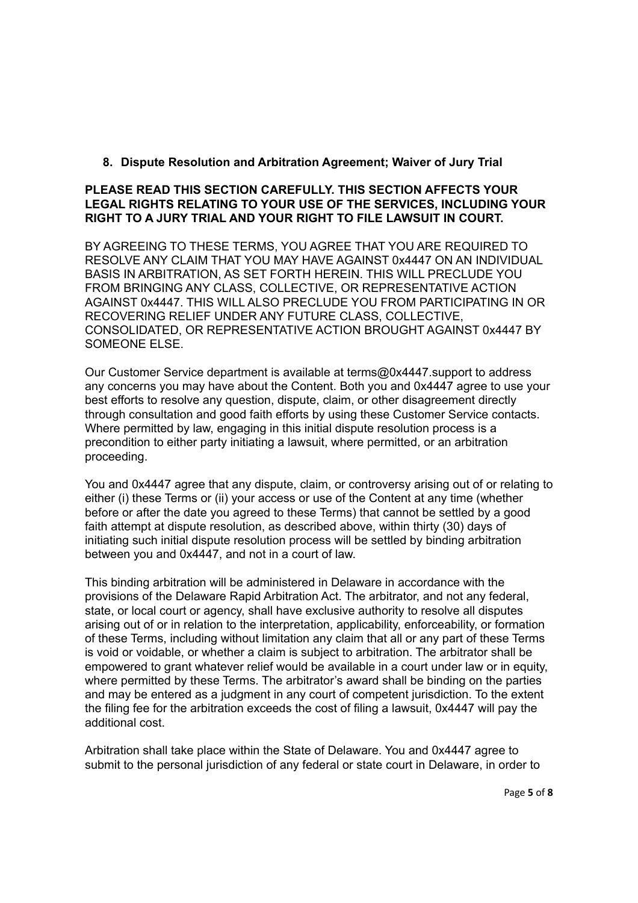## 8. Dispute Resolution and Arbitration Agreement; Waiver of Jury Trial

**PLEASE READ THIS SECTION CAREFULLY. THIS SECTION AFFECTS YOUR LEGAL RIGHTS RELATING TO YOUR USE OF THE SERVICES, INCLUDING YOUR RIGHT TO A JURY TRIAL AND YOUR RIGHT TO FILE LAWSUIT IN COURT.**

BY AGREEING TO THESE TERMS, YOU AGREE THAT YOU ARE REQUIRED TO RESOLVE ANY CLAIM THAT YOU MAY HAVE AGAINST 0x4447 ON AN INDIVIDUAL BASIS IN ARBITRATION, AS SET FORTH HEREIN. THIS WILL PRECLUDE YOU FROM BRINGING ANY CLASS, COLLECTIVE, OR REPRESENTATIVE ACTION AGAINST 0x4447. THIS WILL ALSO PRECLUDE YOU FROM PARTICIPATING IN OR RECOVERING RELIEF UNDER ANY FUTURE CLASS, COLLECTIVE, CONSOLIDATED, OR REPRESENTATIVE ACTION BROUGHT AGAINST 0x4447 BY SOMEONE ELSE.

Our Customer Service department is available at terms@0x4447.support to address any concerns you may have about the Content. Both you and 0x4447 agree to use your best efforts to resolve any question, dispute, claim, or other disagreement directly through consultation and good faith efforts by using these Customer Service contacts. Where permitted by law, engaging in this initial dispute resolution process is a precondition to either party initiating a lawsuit, where permitted, or an arbitration proceeding.

You and 0x4447 agree that any dispute, claim, or controversy arising out of or relating to either (i) these Terms or (ii) your access or use of the Content at any time (whether before or after the date you agreed to these Terms) that cannot be settled by a good faith attempt at dispute resolution, as described above, within thirty (30) days of initiating such initial dispute resolution process will be settled by binding arbitration between you and 0x4447, and not in a court of law.

This binding arbitration will be administered in Delaware in accordance with the provisions of the Delaware Rapid Arbitration Act. The arbitrator, and not any federal, state, or local court or agency, shall have exclusive authority to resolve all disputes arising out of or in relation to the interpretation, applicability, enforceability, or formation of these Terms, including without limitation any claim that all or any part of these Terms is void or voidable, or whether a claim is subject to arbitration. The arbitrator shall be empowered to grant whatever relief would be available in a court under law or in equity, where permitted by these Terms. The arbitrator's award shall be binding on the parties and may be entered as a judgment in any court of competent jurisdiction. To the extent the filing fee for the arbitration exceeds the cost of filing a lawsuit, 0x4447 will pay the additional cost.

Arbitration shall take place within the State of Delaware. You and 0x4447 agree to submit to the personal jurisdiction of any federal or state court in Delaware, in order to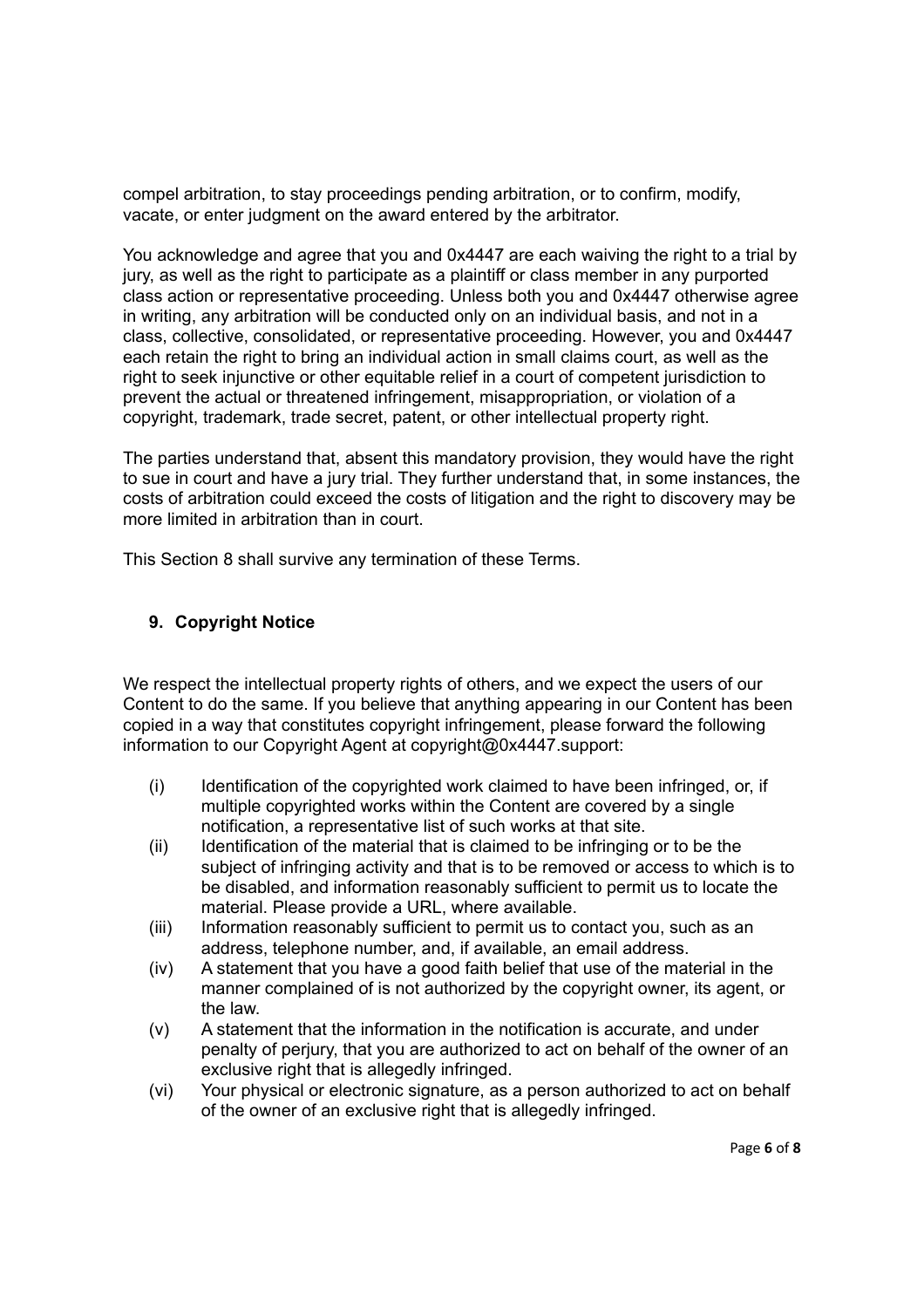compel arbitration, to stay proceedings pending arbitration, or to confirm, modify, vacate, or enter judgment on the award entered by the arbitrator.

You acknowledge and agree that you and 0x4447 are each waiving the right to a trial by jury, as well as the right to participate as a plaintiff or class member in any purported class action or representative proceeding. Unless both you and 0x4447 otherwise agree in writing, any arbitration will be conducted only on an individual basis, and not in a class, collective, consolidated, or representative proceeding. However, you and 0x4447 each retain the right to bring an individual action in small claims court, as well as the right to seek injunctive or other equitable relief in a court of competent jurisdiction to prevent the actual or threatened infringement, misappropriation, or violation of a copyright, trademark, trade secret, patent, or other intellectual property right.

The parties understand that, absent this mandatory provision, they would have the right to sue in court and have a jury trial. They further understand that, in some instances, the costs of arbitration could exceed the costs of litigation and the right to discovery may be more limited in arbitration than in court.

This Section 8 shall survive any termination of these Terms.

## 9. Copyright Notice

We respect the intellectual property rights of others, and we expect the users of our Content to do the same. If you believe that anything appearing in our Content has been copied in a way that constitutes copyright infringement, please forward the following information to our Copyright Agent at copyright@0x4447.support:

(i) Identification of the copyrighted work claimed to have been infringed, or, if multiple copyrighted works within the Content are covered by a single notification, a representative list of such works at that site.

(ii) Identification of the material that is claimed to be infringing or to be the subject of infringing activity and that is to be removed or access to which is to be disabled, and information reasonably sufficient to permit us to locate the material. Please provide a URL, where available.

(iii) Information reasonably sufficient to permit us to contact you, such as an address, telephone number, and, if available, an email address.

(iv) A statement that you have a good faith belief that use of the material in the manner complained of is not authorized by the copyright owner, its agent, or the law.

(v) A statement that the information in the notification is accurate, and under penalty of perjury, that you are authorized to act on behalf of the owner of an exclusive right that is allegedly infringed.

(vi) Your physical or electronic signature, as a person authorized to act on behalf of the owner of an exclusive right that is allegedly infringed.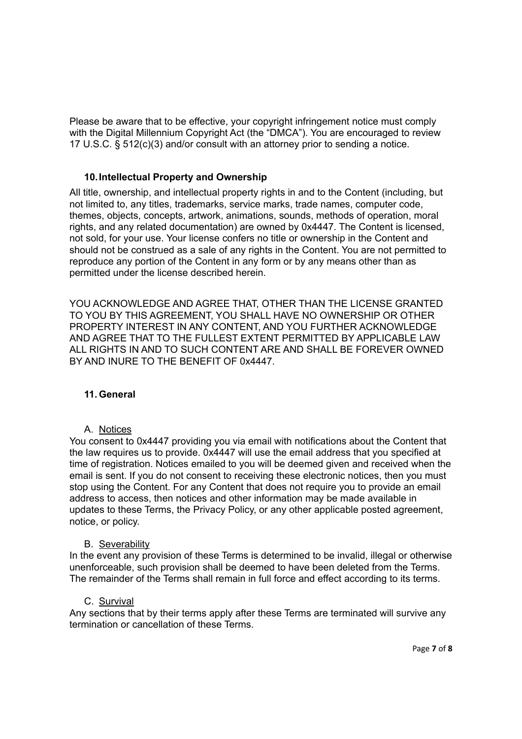Please be aware that to be effective, your copyright infringement notice must comply with the Digital Millennium Copyright Act (the "DMCA"). You are encouraged to review 17 U.S.C. § 512(c)(3) and/or consult with an attorney prior to sending a notice.

## 10. Intellectual Property and Ownership

All title, ownership, and intellectual property rights in and to the Content (including, but not limited to, any titles, trademarks, service marks, trade names, computer code, themes, objects, concepts, artwork, animations, sounds, methods of operation, moral rights, and any related documentation) are owned by 0x4447. The Content is licensed, not sold, for your use. Your license confers no title or ownership in the Content and should not be construed as a sale of any rights in the Content. You are not permitted to reproduce any portion of the Content in any form or by any means other than as permitted under the license described herein.

YOU ACKNOWLEDGE AND AGREE THAT, OTHER THAN THE LICENSE GRANTED TO YOU BY THIS AGREEMENT, YOU SHALL HAVE NO OWNERSHIP OR OTHER PROPERTY INTEREST IN ANY CONTENT, AND YOU FURTHER ACKNOWLEDGE AND AGREE THAT TO THE FULLEST EXTENT PERMITTED BY APPLICABLE LAW ALL RIGHTS IN AND TO SUCH CONTENT ARE AND SHALL BE FOREVER OWNED BY AND INURE TO THE BENEFIT OF 0x4447.

## 11. General

### A. Notices

You consent to 0x4447 providing you via email with notifications about the Content that the law requires us to provide. 0x4447 will use the email address that you specified at time of registration. Notices emailed to you will be deemed given and received when the email is sent. If you do not consent to receiving these electronic notices, then you must stop using the Content. For any Content that does not require you to provide an email address to access, then notices and other information may be made available in updates to these Terms, the Privacy Policy, or any other applicable posted agreement, notice, or policy.

### B. Severability

In the event any provision of these Terms is determined to be invalid, illegal or otherwise unenforceable, such provision shall be deemed to have been deleted from the Terms. The remainder of the Terms shall remain in full force and effect according to its terms.

### C. Survival

Any sections that by their terms apply after these Terms are terminated will survive any termination or cancellation of these Terms.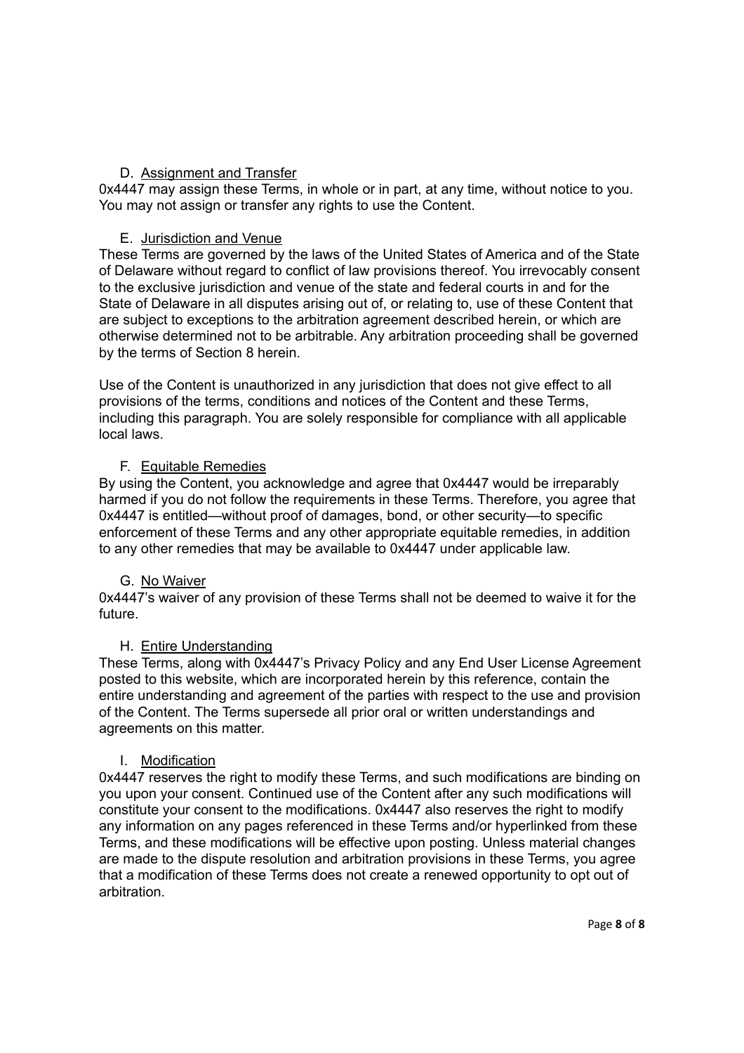D. Assignment and Transfer

0x4447 may assign these Terms, in whole or in part, at any time, without notice to you. You may not assign or transfer any rights to use the Content.

E. Jurisdiction and Venue

These Terms are governed by the laws of the United States of America and of the State of Delaware without regard to conflict of law provisions thereof. You irrevocably consent to the exclusive jurisdiction and venue of the state and federal courts in and for the State of Delaware in all disputes arising out of, or relating to, use of these Content that are subject to exceptions to the arbitration agreement described herein, or which are otherwise determined not to be arbitrable. Any arbitration proceeding shall be governed by the terms of Section 8 herein.

Use of the Content is unauthorized in any jurisdiction that does not give effect to all provisions of the terms, conditions and notices of the Content and these Terms, including this paragraph. You are solely responsible for compliance with all applicable local laws.

F. Equitable Remedies

By using the Content, you acknowledge and agree that 0x4447 would be irreparably harmed if you do not follow the requirements in these Terms. Therefore, you agree that 0x4447 is entitled—without proof of damages, bond, or other security—to specific enforcement of these Terms and any other appropriate equitable remedies, in addition to any other remedies that may be available to 0x4447 under applicable law.

G. No Waiver

0x4447's waiver of any provision of these Terms shall not be deemed to waive it for the future.

H. Entire Understanding

These Terms, along with 0x4447's Privacy Policy and any End User License Agreement posted to this website, which are incorporated herein by this reference, contain the entire understanding and agreement of the parties with respect to the use and provision of the Content. The Terms supersede all prior oral or written understandings and agreements on this matter.

I. Modification

0x4447 reserves the right to modify these Terms, and such modifications are binding on you upon your consent. Continued use of the Content after any such modifications will constitute your consent to the modifications. 0x4447 also reserves the right to modify any information on any pages referenced in these Terms and/or hyperlinked from these Terms, and these modifications will be effective upon posting. Unless material changes are made to the dispute resolution and arbitration provisions in these Terms, you agree that a modification of these Terms does not create a renewed opportunity to opt out of arbitration.